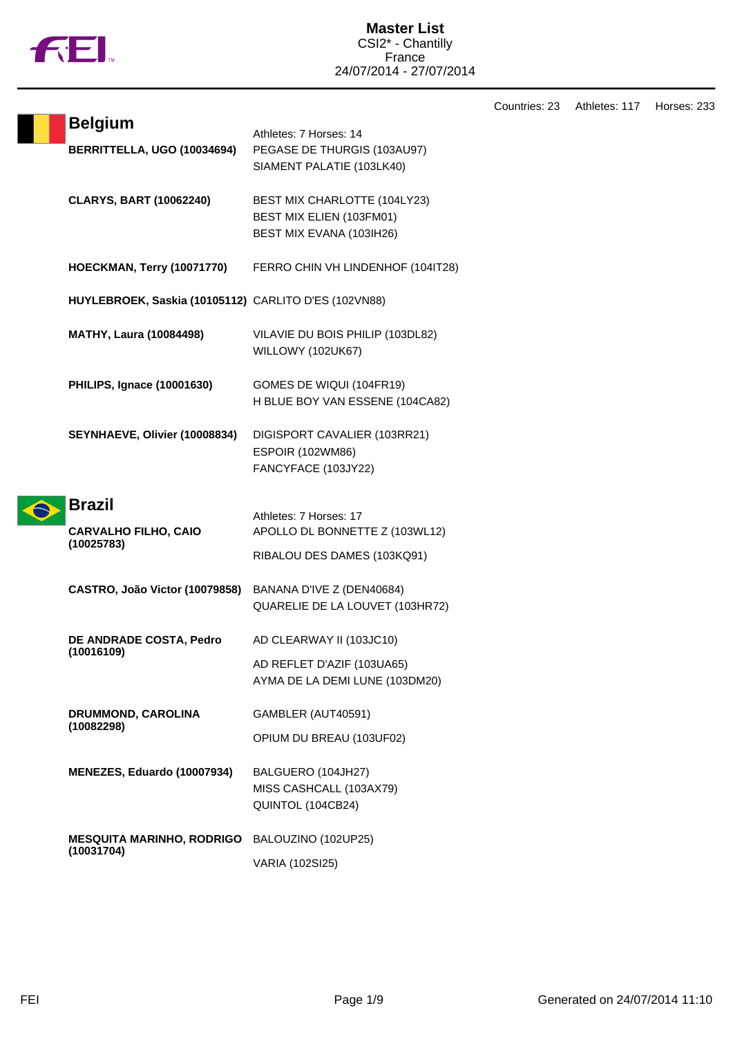# Master List

CSI2* - Chantilly
France
24/07/2014 - 27/07/2014

Countries: 23 Athletes: 117 Horses: 233

## Belgium

Athletes: 7 Horses: 14

| Athlete | Horses |
|---|---|
| **BERRITTELLA, UGO (10034694)** | PEGASE DE THURGIS (103AU97)<br>SIAMENT PALATIE (103LK40) |
| **CLARYS, BART (10062240)** | BEST MIX CHARLOTTE (104LY23)<br>BEST MIX ELIEN (103FM01)<br>BEST MIX EVANA (103IH26) |
| **HOECKMAN, Terry (10071770)** | FERRO CHIN VH LINDENHOF (104IT28) |
| **HUYLEBROEK, Saskia (10105112)** | CARLITO D'ES (102VN88) |
| **MATHY, Laura (10084498)** | VILAVIE DU BOIS PHILIP (103DL82)<br>WILLOWY (102UK67) |
| **PHILIPS, Ignace (10001630)** | GOMES DE WIQUI (104FR19)<br>H BLUE BOY VAN ESSENE (104CA82) |
| **SEYNHAEVE, Olivier (10008834)** | DIGISPORT CAVALIER (103RR21)<br>ESPOIR (102WM86)<br>FANCYFACE (103JY22) |

## Brazil

Athletes: 7 Horses: 17

| Athlete | Horses |
|---|---|
| **CARVALHO FILHO, CAIO (10025783)** | APOLLO DL BONNETTE Z (103WL12)<br>RIBALOU DES DAMES (103KQ91) |
| **CASTRO, João Victor (10079858)** | BANANA D'IVE Z (DEN40684)<br>QUARELIE DE LA LOUVET (103HR72) |
| **DE ANDRADE COSTA, Pedro (10016109)** | AD CLEARWAY II (103JC10)<br>AD REFLET D'AZIF (103UA65)<br>AYMA DE LA DEMI LUNE (103DM20) |
| **DRUMMOND, CAROLINA (10082298)** | GAMBLER (AUT40591)<br>OPIUM DU BREAU (103UF02) |
| **MENEZES, Eduardo (10007934)** | BALGUERO (104JH27)<br>MISS CASHCALL (103AX79)<br>QUINTOL (104CB24) |
| **MESQUITA MARINHO, RODRIGO (10031704)** | BALOUZINO (102UP25)<br>VARIA (102SI25) |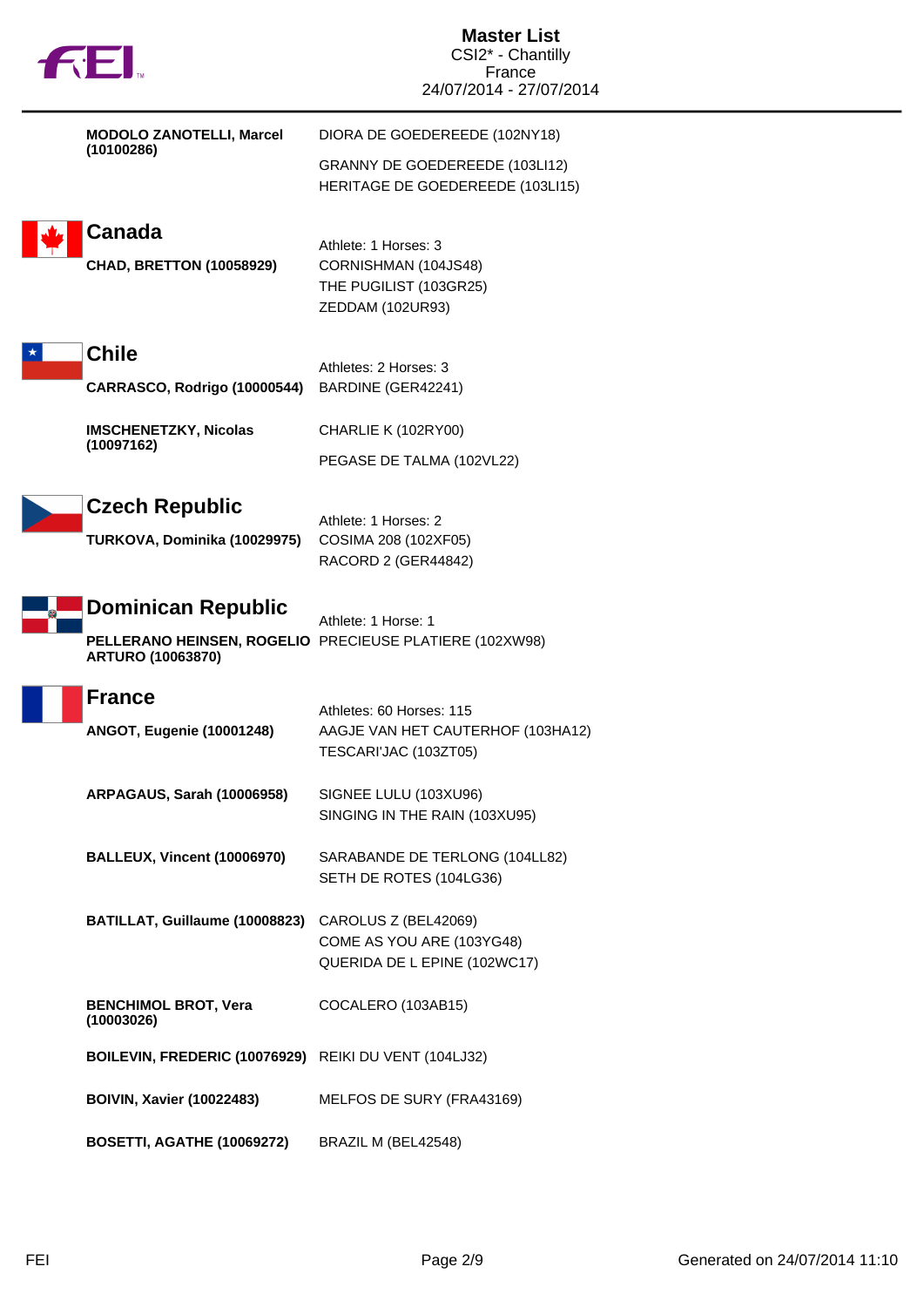**MODOLO ZANOTELLI, Marcel (10100286)**
DIORA DE GOEDEREEDE (102NY18)
GRANNY DE GOEDEREEDE (103LI12)
HERITAGE DE GOEDEREEDE (103LI15)

## Canada

Athlete: 1 Horses: 3

**CHAD, BRETTON (10058929)**
CORNISHMAN (104JS48)
THE PUGILIST (103GR25)
ZEDDAM (102UR93)

## Chile

Athletes: 2 Horses: 3

**CARRASCO, Rodrigo (10000544)**
BARDINE (GER42241)

**IMSCHENETZKY, Nicolas (10097162)**
CHARLIE K (102RY00)
PEGASE DE TALMA (102VL22)

## Czech Republic

Athlete: 1 Horses: 2

**TURKOVA, Dominika (10029975)**
COSIMA 208 (102XF05)
RACORD 2 (GER44842)

## Dominican Republic

Athlete: 1 Horse: 1

**PELLERANO HEINSEN, ROGELIO ARTURO (10063870)**
PRECIEUSE PLATIERE (102XW98)

## France

Athletes: 60 Horses: 115

**ANGOT, Eugenie (10001248)**
AAGJE VAN HET CAUTERHOF (103HA12)
TESCARI'JAC (103ZT05)

**ARPAGAUS, Sarah (10006958)**
SIGNEE LULU (103XU96)
SINGING IN THE RAIN (103XU95)

**BALLEUX, Vincent (10006970)**
SARABANDE DE TERLONG (104LL82)
SETH DE ROTES (104LG36)

**BATILLAT, Guillaume (10008823)**
CAROLUS Z (BEL42069)
COME AS YOU ARE (103YG48)
QUERIDA DE L EPINE (102WC17)

**BENCHIMOL BROT, Vera (10003026)**
COCALERO (103AB15)

**BOILEVIN, FREDERIC (10076929)**
REIKI DU VENT (104LJ32)

**BOIVIN, Xavier (10022483)**
MELFOS DE SURY (FRA43169)

**BOSETTI, AGATHE (10069272)**
BRAZIL M (BEL42548)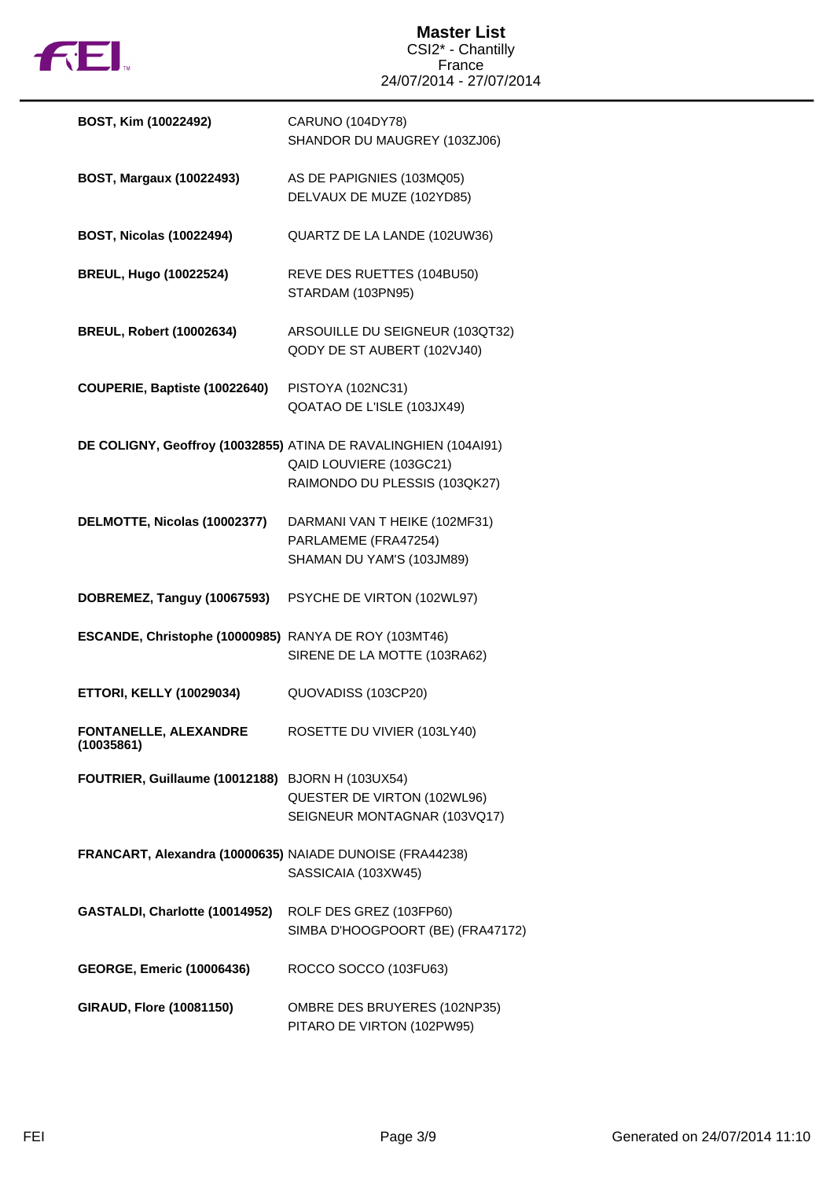# Master List

CSI2* - Chantilly
France
24/07/2014 - 27/07/2014

| Rider | Horses |
|---|---|
| **BOST, Kim (10022492)** | CARUNO (104DY78)<br>SHANDOR DU MAUGREY (103ZJ06) |
| **BOST, Margaux (10022493)** | AS DE PAPIGNIES (103MQ05)<br>DELVAUX DE MUZE (102YD85) |
| **BOST, Nicolas (10022494)** | QUARTZ DE LA LANDE (102UW36) |
| **BREUL, Hugo (10022524)** | REVE DES RUETTES (104BU50)<br>STARDAM (103PN95) |
| **BREUL, Robert (10002634)** | ARSOUILLE DU SEIGNEUR (103QT32)<br>QODY DE ST AUBERT (102VJ40) |
| **COUPERIE, Baptiste (10022640)** | PISTOYA (102NC31)<br>QOATAO DE L'ISLE (103JX49) |
| **DE COLIGNY, Geoffroy (10032855)** | ATINA DE RAVALINGHIEN (104AI91)<br>QAID LOUVIERE (103GC21)<br>RAIMONDO DU PLESSIS (103QK27) |
| **DELMOTTE, Nicolas (10002377)** | DARMANI VAN T HEIKE (102MF31)<br>PARLAMEME (FRA47254)<br>SHAMAN DU YAM'S (103JM89) |
| **DOBREMEZ, Tanguy (10067593)** | PSYCHE DE VIRTON (102WL97) |
| **ESCANDE, Christophe (10000985)** | RANYA DE ROY (103MT46)<br>SIRENE DE LA MOTTE (103RA62) |
| **ETTORI, KELLY (10029034)** | QUOVADISS (103CP20) |
| **FONTANELLE, ALEXANDRE (10035861)** | ROSETTE DU VIVIER (103LY40) |
| **FOUTRIER, Guillaume (10012188)** | BJORN H (103UX54)<br>QUESTER DE VIRTON (102WL96)<br>SEIGNEUR MONTAGNAR (103VQ17) |
| **FRANCART, Alexandra (10000635)** | NAIADE DUNOISE (FRA44238)<br>SASSICAIA (103XW45) |
| **GASTALDI, Charlotte (10014952)** | ROLF DES GREZ (103FP60)<br>SIMBA D'HOOGPOORT (BE) (FRA47172) |
| **GEORGE, Emeric (10006436)** | ROCCO SOCCO (103FU63) |
| **GIRAUD, Flore (10081150)** | OMBRE DES BRUYERES (102NP35)<br>PITARO DE VIRTON (102PW95) |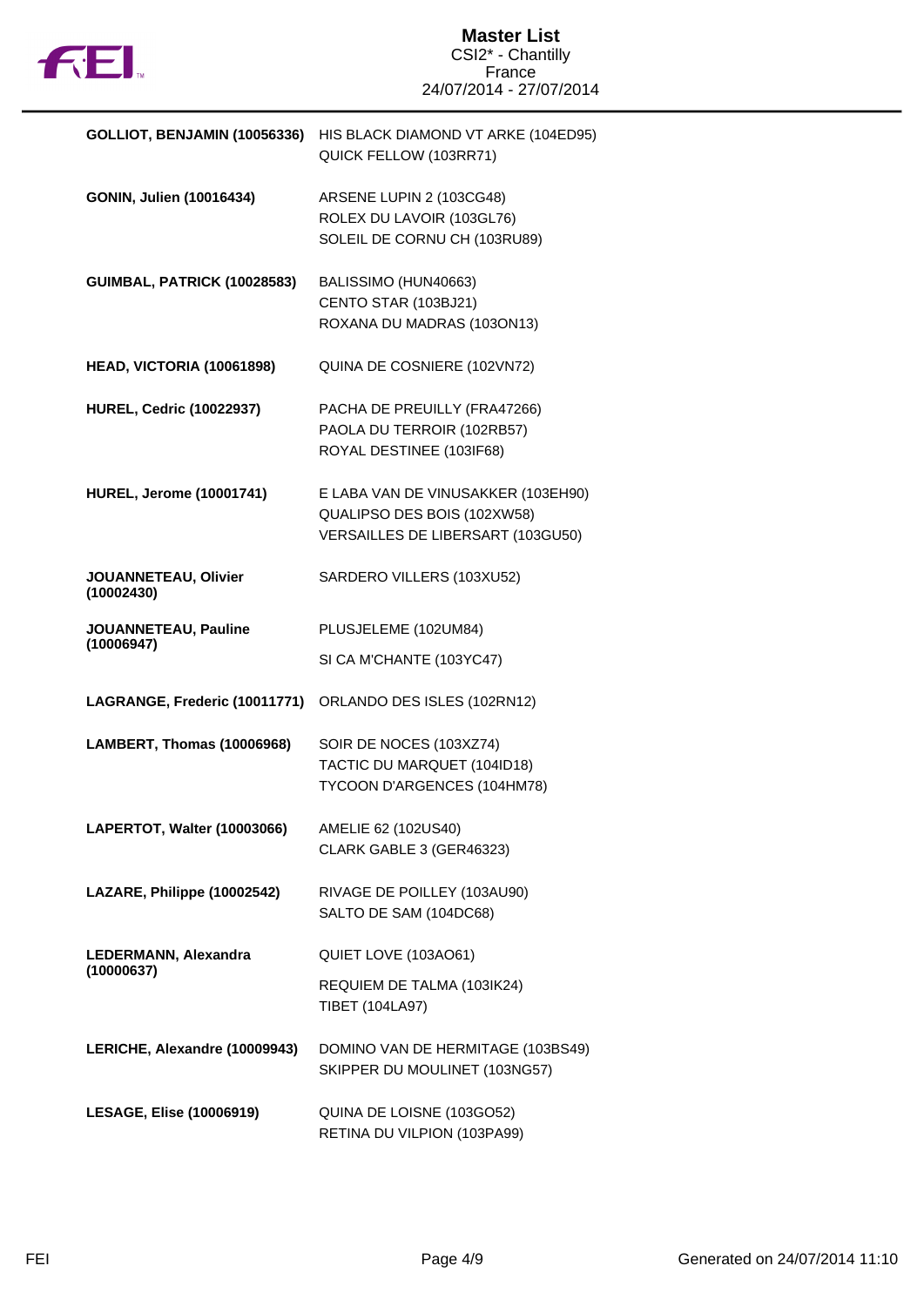# Master List

CSI2* - Chantilly
France
24/07/2014 - 27/07/2014

| Rider | Horses |
|---|---|
| **GOLLIOT, BENJAMIN (10056336)** | HIS BLACK DIAMOND VT ARKE (104ED95)<br>QUICK FELLOW (103RR71) |
| **GONIN, Julien (10016434)** | ARSENE LUPIN 2 (103CG48)<br>ROLEX DU LAVOIR (103GL76)<br>SOLEIL DE CORNU CH (103RU89) |
| **GUIMBAL, PATRICK (10028583)** | BALISSIMO (HUN40663)<br>CENTO STAR (103BJ21)<br>ROXANA DU MADRAS (103ON13) |
| **HEAD, VICTORIA (10061898)** | QUINA DE COSNIERE (102VN72) |
| **HUREL, Cedric (10022937)** | PACHA DE PREUILLY (FRA47266)<br>PAOLA DU TERROIR (102RB57)<br>ROYAL DESTINEE (103IF68) |
| **HUREL, Jerome (10001741)** | E LABA VAN DE VINUSAKKER (103EH90)<br>QUALIPSO DES BOIS (102XW58)<br>VERSAILLES DE LIBERSART (103GU50) |
| **JOUANNETEAU, Olivier (10002430)** | SARDERO VILLERS (103XU52) |
| **JOUANNETEAU, Pauline (10006947)** | PLUSJELEME (102UM84)<br>SI CA M'CHANTE (103YC47) |
| **LAGRANGE, Frederic (10011771)** | ORLANDO DES ISLES (102RN12) |
| **LAMBERT, Thomas (10006968)** | SOIR DE NOCES (103XZ74)<br>TACTIC DU MARQUET (104ID18)<br>TYCOON D'ARGENCES (104HM78) |
| **LAPERTOT, Walter (10003066)** | AMELIE 62 (102US40)<br>CLARK GABLE 3 (GER46323) |
| **LAZARE, Philippe (10002542)** | RIVAGE DE POILLEY (103AU90)<br>SALTO DE SAM (104DC68) |
| **LEDERMANN, Alexandra (10000637)** | QUIET LOVE (103AO61)<br>REQUIEM DE TALMA (103IK24)<br>TIBET (104LA97) |
| **LERICHE, Alexandre (10009943)** | DOMINO VAN DE HERMITAGE (103BS49)<br>SKIPPER DU MOULINET (103NG57) |
| **LESAGE, Elise (10006919)** | QUINA DE LOISNE (103GO52)<br>RETINA DU VILPION (103PA99) |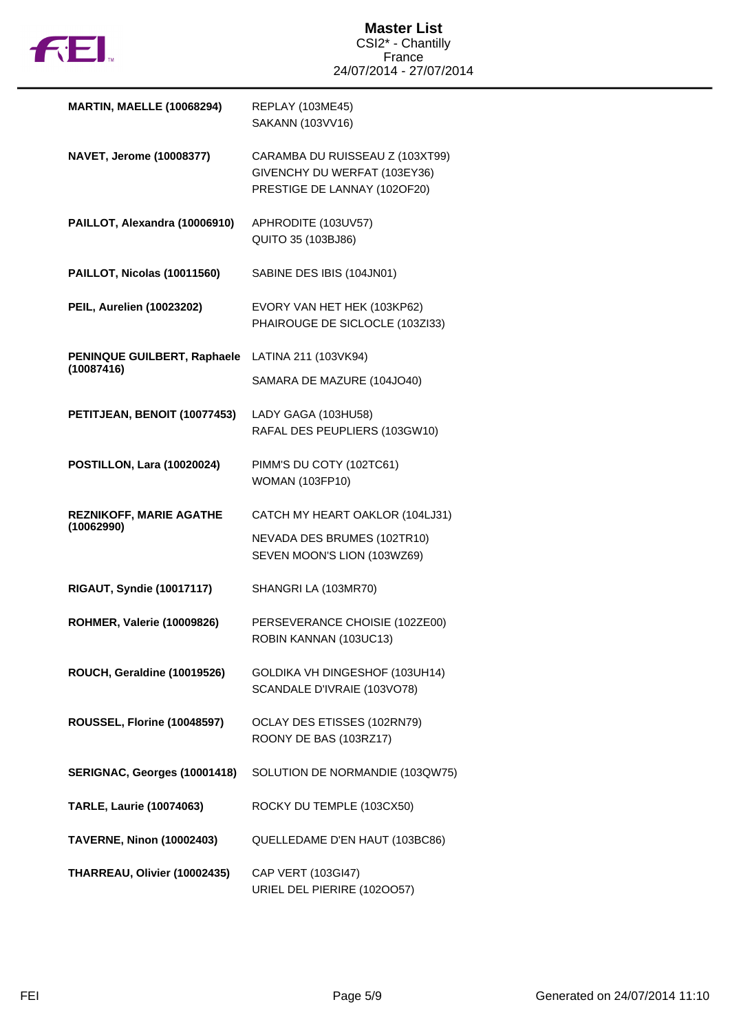# Master List

CSI2* - Chantilly
France
24/07/2014 - 27/07/2014

| Rider | Horses |
|---|---|
| **MARTIN, MAELLE (10068294)** | REPLAY (103ME45)<br>SAKANN (103VV16) |
| **NAVET, Jerome (10008377)** | CARAMBA DU RUISSEAU Z (103XT99)<br>GIVENCHY DU WERFAT (103EY36)<br>PRESTIGE DE LANNAY (102OF20) |
| **PAILLOT, Alexandra (10006910)** | APHRODITE (103UV57)<br>QUITO 35 (103BJ86) |
| **PAILLOT, Nicolas (10011560)** | SABINE DES IBIS (104JN01) |
| **PEIL, Aurelien (10023202)** | EVORY VAN HET HEK (103KP62)<br>PHAIROUGE DE SICLOCLE (103ZI33) |
| **PENINQUE GUILBERT, Raphaele (10087416)** | LATINA 211 (103VK94)<br>SAMARA DE MAZURE (104JO40) |
| **PETITJEAN, BENOIT (10077453)** | LADY GAGA (103HU58)<br>RAFAL DES PEUPLIERS (103GW10) |
| **POSTILLON, Lara (10020024)** | PIMM'S DU COTY (102TC61)<br>WOMAN (103FP10) |
| **REZNIKOFF, MARIE AGATHE (10062990)** | CATCH MY HEART OAKLOR (104LJ31)<br>NEVADA DES BRUMES (102TR10)<br>SEVEN MOON'S LION (103WZ69) |
| **RIGAUT, Syndie (10017117)** | SHANGRI LA (103MR70) |
| **ROHMER, Valerie (10009826)** | PERSEVERANCE CHOISIE (102ZE00)<br>ROBIN KANNAN (103UC13) |
| **ROUCH, Geraldine (10019526)** | GOLDIKA VH DINGESHOF (103UH14)<br>SCANDALE D'IVRAIE (103VO78) |
| **ROUSSEL, Florine (10048597)** | OCLAY DES ETISSES (102RN79)<br>ROONY DE BAS (103RZ17) |
| **SERIGNAC, Georges (10001418)** | SOLUTION DE NORMANDIE (103QW75) |
| **TARLE, Laurie (10074063)** | ROCKY DU TEMPLE (103CX50) |
| **TAVERNE, Ninon (10002403)** | QUELLEDAME D'EN HAUT (103BC86) |
| **THARREAU, Olivier (10002435)** | CAP VERT (103GI47)<br>URIEL DEL PIERIRE (102OO57) |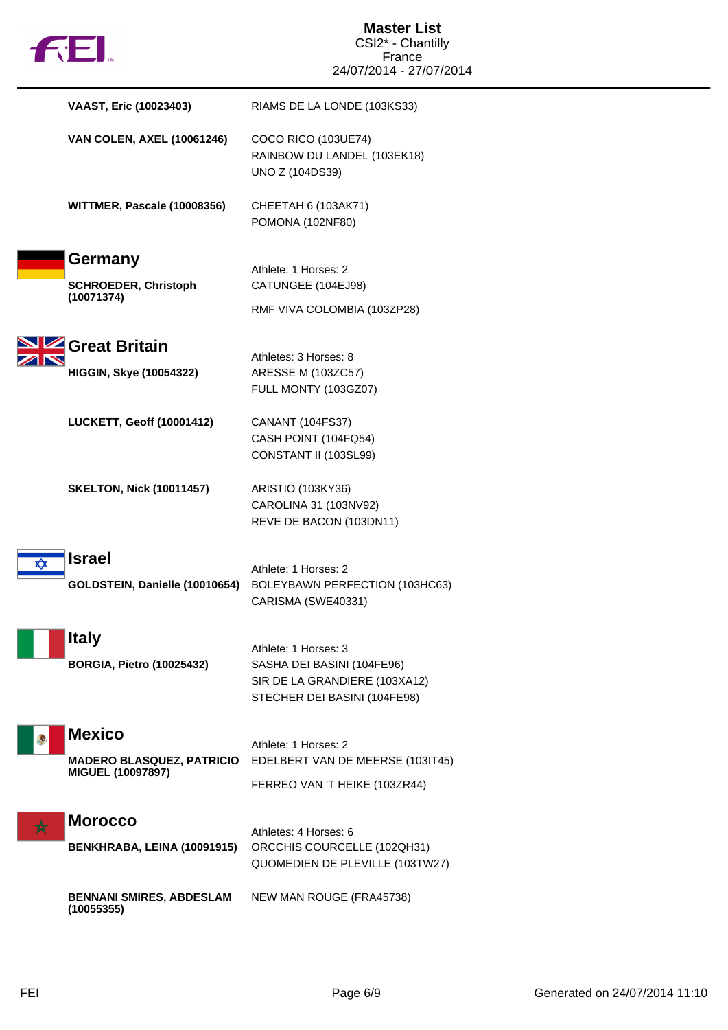**VAAST, Eric (10023403)** — RIAMS DE LA LONDE (103KS33)

**VAN COLEN, AXEL (10061246)** — COCO RICO (103UE74), RAINBOW DU LANDEL (103EK18), UNO Z (104DS39)

**WITTMER, Pascale (10008356)** — CHEETAH 6 (103AK71), POMONA (102NF80)

## Germany

Athlete: 1 Horses: 2

**SCHROEDER, Christoph (10071374)** — CATUNGEE (104EJ98), RMF VIVA COLOMBIA (103ZP28)

## Great Britain

Athletes: 3 Horses: 8

**HIGGIN, Skye (10054322)** — ARESSE M (103ZC57), FULL MONTY (103GZ07)

**LUCKETT, Geoff (10001412)** — CANANT (104FS37), CASH POINT (104FQ54), CONSTANT II (103SL99)

**SKELTON, Nick (10011457)** — ARISTIO (103KY36), CAROLINA 31 (103NV92), REVE DE BACON (103DN11)

## Israel

Athlete: 1 Horses: 2

**GOLDSTEIN, Danielle (10010654)** — BOLEYBAWN PERFECTION (103HC63), CARISMA (SWE40331)

## Italy

Athlete: 1 Horses: 3

**BORGIA, Pietro (10025432)** — SASHA DEI BASINI (104FE96), SIR DE LA GRANDIERE (103XA12), STECHER DEI BASINI (104FE98)

## Mexico

Athlete: 1 Horses: 2

**MADERO BLASQUEZ, PATRICIO MIGUEL (10097897)** — EDELBERT VAN DE MEERSE (103IT45), FERREO VAN 'T HEIKE (103ZR44)

## Morocco

Athletes: 4 Horses: 6

**BENKHRABA, LEINA (10091915)** — ORCCHIS COURCELLE (102QH31), QUOMEDIEN DE PLEVILLE (103TW27)

**BENNANI SMIRES, ABDESLAM (10055355)** — NEW MAN ROUGE (FRA45738)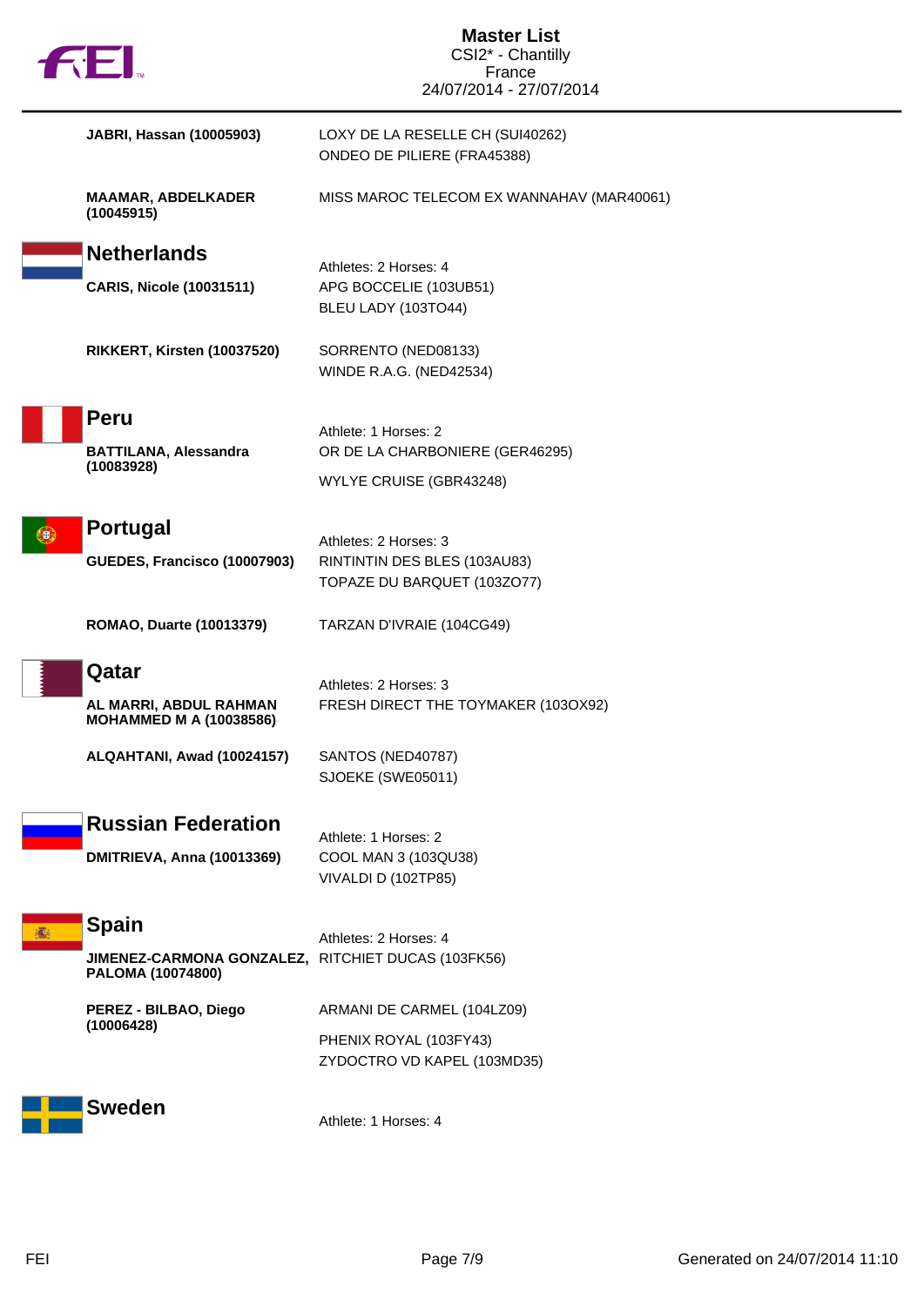**JABRI, Hassan (10005903)** LOXY DE LA RESELLE CH (SUI40262)
ONDEO DE PILIERE (FRA45388)

**MAAMAR, ABDELKADER (10045915)** MISS MAROC TELECOM EX WANNAHAV (MAR40061)

## Netherlands

Athletes: 2 Horses: 4

**CARIS, Nicole (10031511)** APG BOCCELIE (103UB51)
BLEU LADY (103TO44)

**RIKKERT, Kirsten (10037520)** SORRENTO (NED08133)
WINDE R.A.G. (NED42534)

## Peru

Athlete: 1 Horses: 2

**BATTILANA, Alessandra (10083928)** OR DE LA CHARBONIERE (GER46295)
WYLYE CRUISE (GBR43248)

## Portugal

Athletes: 2 Horses: 3

**GUEDES, Francisco (10007903)** RINTINTIN DES BLES (103AU83)
TOPAZE DU BARQUET (103ZO77)

**ROMAO, Duarte (10013379)** TARZAN D'IVRAIE (104CG49)

## Qatar

Athletes: 2 Horses: 3

**AL MARRI, ABDUL RAHMAN MOHAMMED M A (10038586)** FRESH DIRECT THE TOYMAKER (103OX92)

**ALQAHTANI, Awad (10024157)** SANTOS (NED40787)
SJOEKE (SWE05011)

## Russian Federation

Athlete: 1 Horses: 2

**DMITRIEVA, Anna (10013369)** COOL MAN 3 (103QU38)
VIVALDI D (102TP85)

## Spain

Athletes: 2 Horses: 4

**JIMENEZ-CARMONA GONZALEZ, PALOMA (10074800)** RITCHIET DUCAS (103FK56)

**PEREZ - BILBAO, Diego (10006428)** ARMANI DE CARMEL (104LZ09)
PHENIX ROYAL (103FY43)
ZYDOCTRO VD KAPEL (103MD35)

## Sweden

Athlete: 1 Horses: 4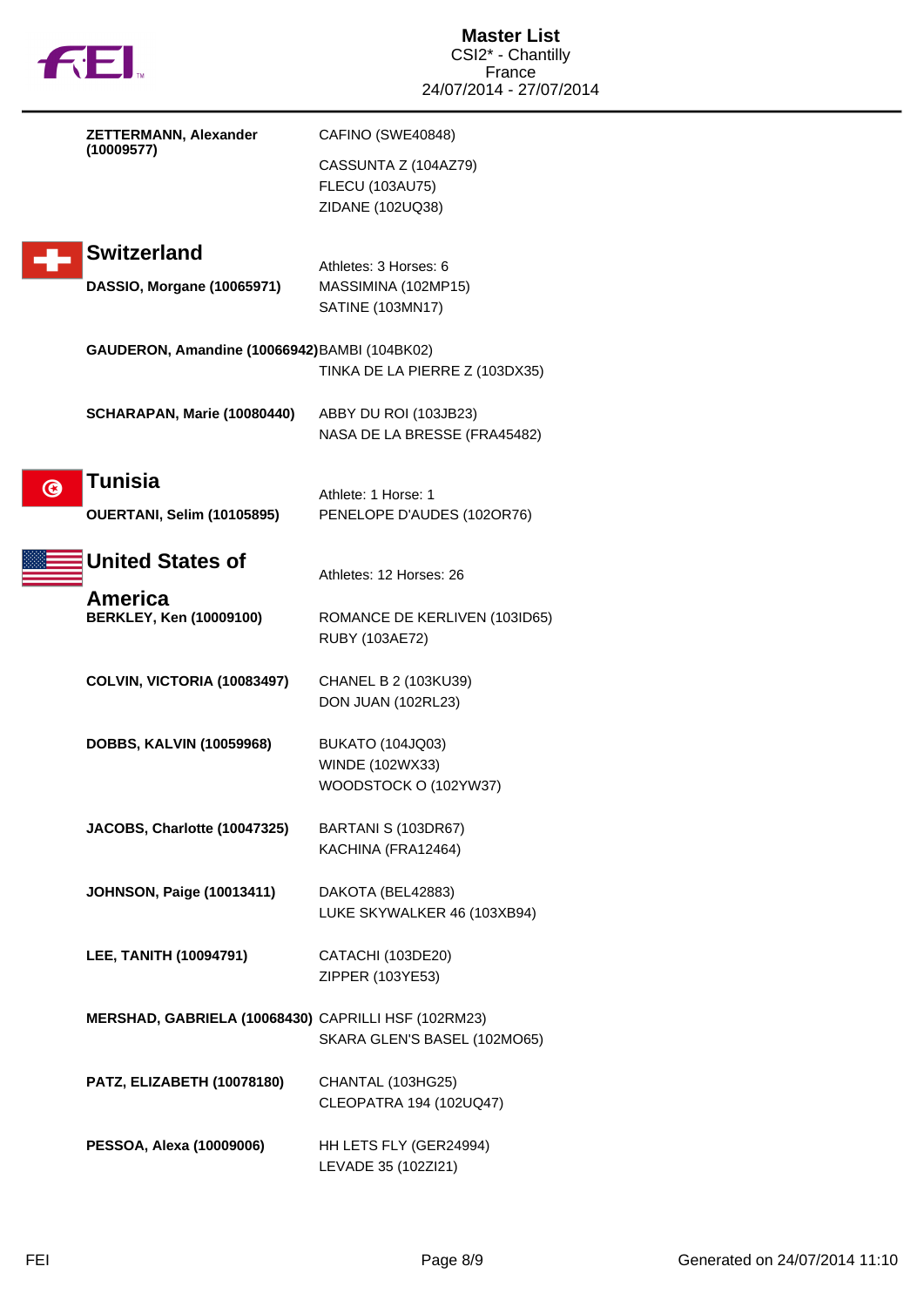**ZETTERMANN, Alexander (10009577)**

CAFINO (SWE40848)
CASSUNTA Z (104AZ79)
FLECU (103AU75)
ZIDANE (102UQ38)

## Switzerland

Athletes: 3 Horses: 6

**DASSIO, Morgane (10065971)**

MASSIMINA (102MP15)
SATINE (103MN17)

**GAUDERON, Amandine (10066942)**

BAMBI (104BK02)
TINKA DE LA PIERRE Z (103DX35)

**SCHARAPAN, Marie (10080440)**

ABBY DU ROI (103JB23)
NASA DE LA BRESSE (FRA45482)

## Tunisia

Athlete: 1 Horse: 1

**OUERTANI, Selim (10105895)**

PENELOPE D'AUDES (102OR76)

## United States of America

Athletes: 12 Horses: 26

**BERKLEY, Ken (10009100)**

ROMANCE DE KERLIVEN (103ID65)
RUBY (103AE72)

**COLVIN, VICTORIA (10083497)**

CHANEL B 2 (103KU39)
DON JUAN (102RL23)

**DOBBS, KALVIN (10059968)**

BUKATO (104JQ03)
WINDE (102WX33)
WOODSTOCK O (102YW37)

**JACOBS, Charlotte (10047325)**

BARTANI S (103DR67)
KACHINA (FRA12464)

**JOHNSON, Paige (10013411)**

DAKOTA (BEL42883)
LUKE SKYWALKER 46 (103XB94)

**LEE, TANITH (10094791)**

CATACHI (103DE20)
ZIPPER (103YE53)

**MERSHAD, GABRIELA (10068430)**

CAPRILLI HSF (102RM23)
SKARA GLEN'S BASEL (102MO65)

**PATZ, ELIZABETH (10078180)**

CHANTAL (103HG25)
CLEOPATRA 194 (102UQ47)

**PESSOA, Alexa (10009006)**

HH LETS FLY (GER24994)
LEVADE 35 (102ZI21)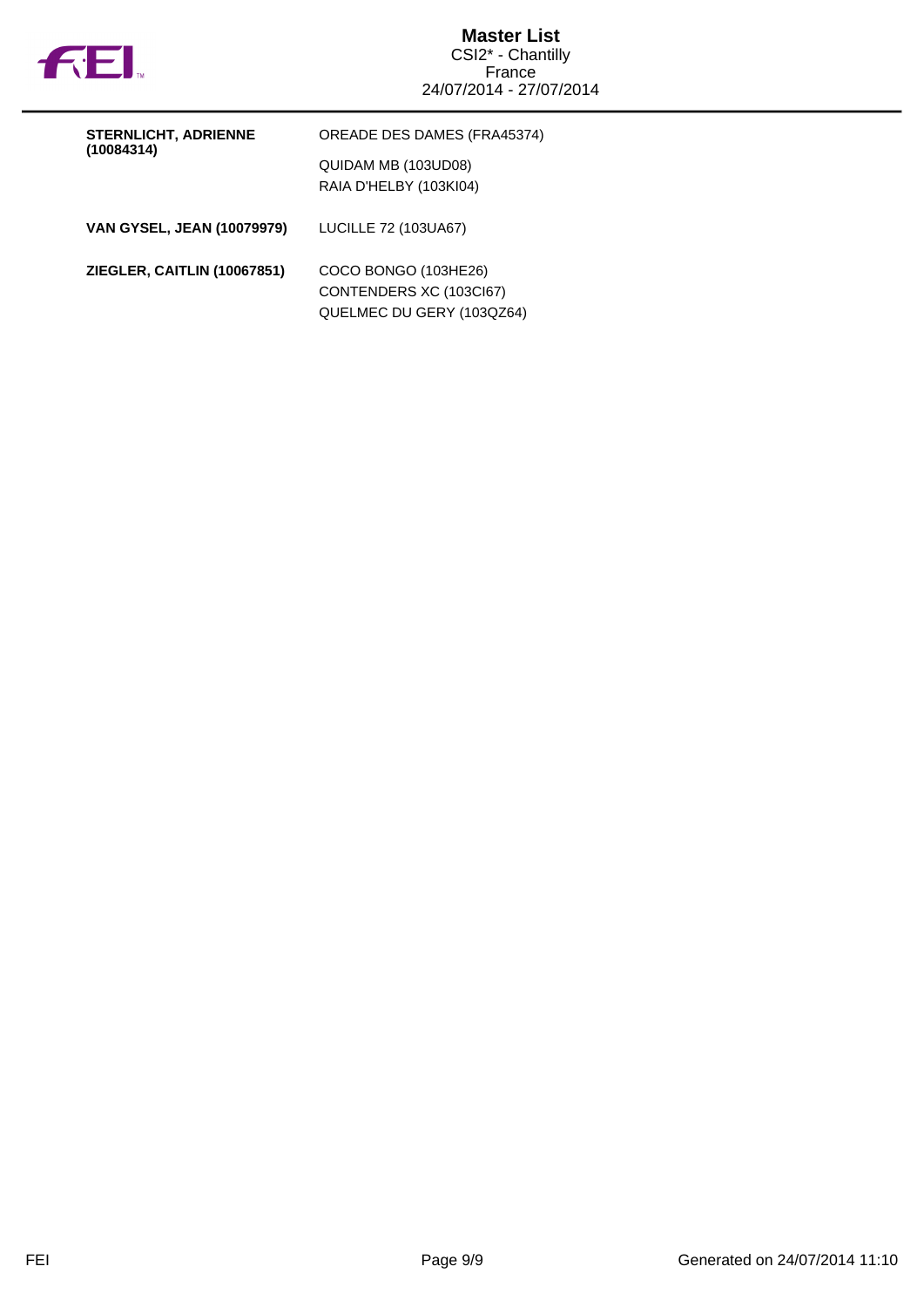| | |
|---|---|
| **STERNLICHT, ADRIENNE (10084314)** | OREADE DES DAMES (FRA45374) |
| | QUIDAM MB (103UD08) |
| | RAIA D'HELBY (103KI04) |
| **VAN GYSEL, JEAN (10079979)** | LUCILLE 72 (103UA67) |
| **ZIEGLER, CAITLIN (10067851)** | COCO BONGO (103HE26) |
| | CONTENDERS XC (103CI67) |
| | QUELMEC DU GERY (103QZ64) |